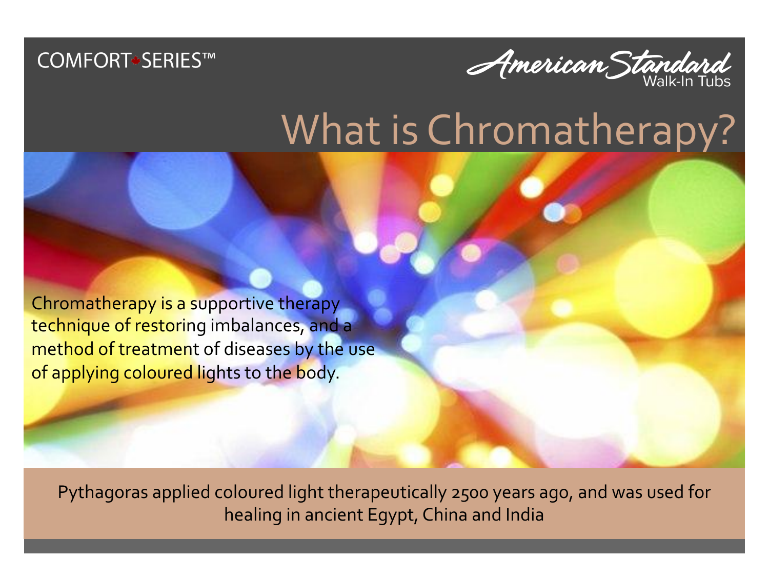COMFORT SERIES™

American Standard Walk-In Tubs

# What is Chromatherapy?

Chromatherapy is a supportive therapy technique of restoring imbalances, and a method of treatment of diseases by the use of applying coloured lights to the body.

Pythagoras applied coloured light therapeutically 2500 years ago, and was used for healing in ancient Egypt, China and India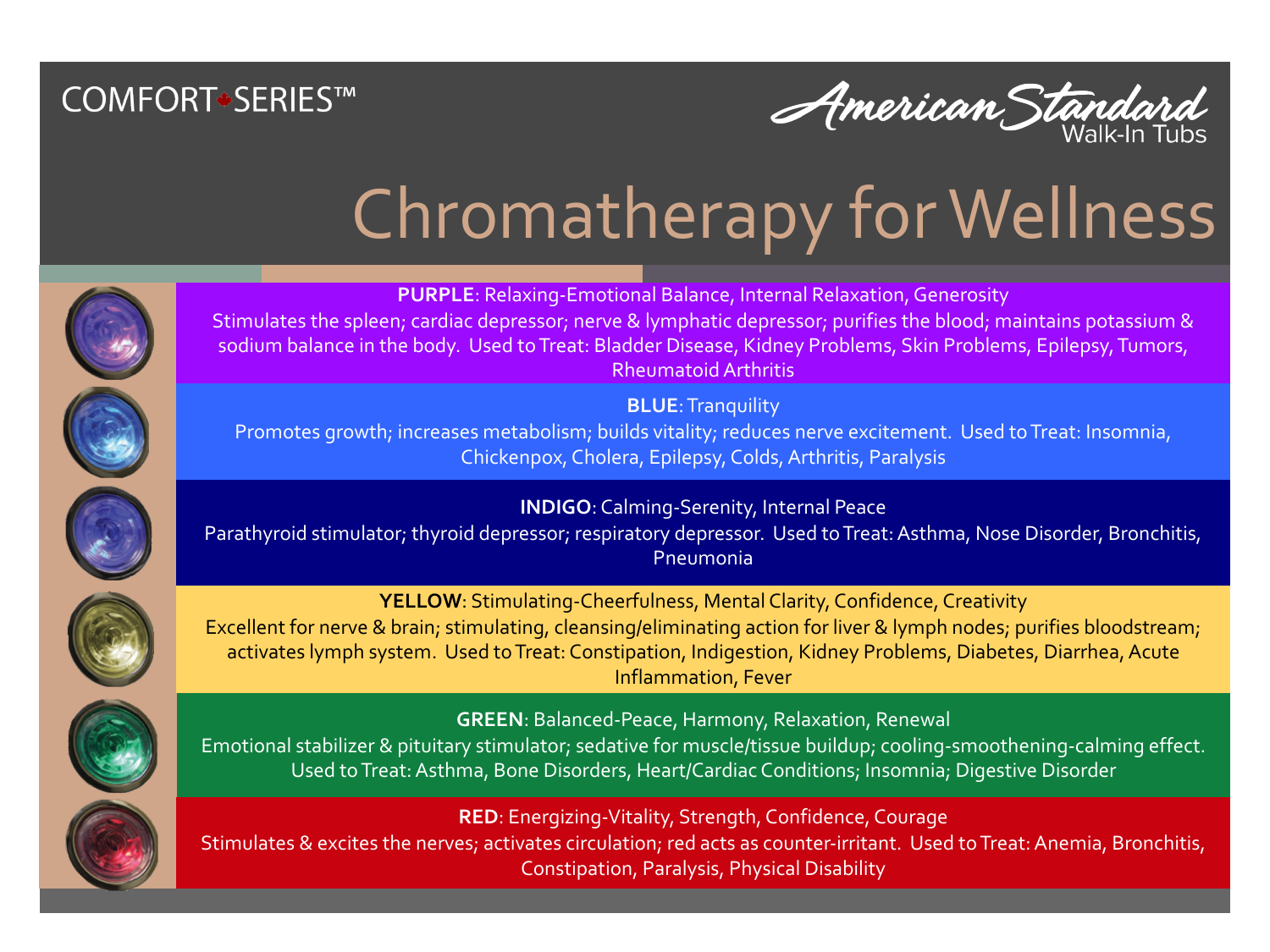COMFORT SERIES™

American Standard Walk-In Tubs

# Chromatherapy for Wellness

**PURPLE**: Relaxing-Emotional Balance, Internal Relaxation, Generosity
Stimulates the spleen; cardiac depressor; nerve & lymphatic depressor; purifies the blood; maintains potassium & sodium balance in the body. Used to Treat: Bladder Disease, Kidney Problems, Skin Problems, Epilepsy, Tumors, Rheumatoid Arthritis

**BLUE**: Tranquility
Promotes growth; increases metabolism; builds vitality; reduces nerve excitement. Used to Treat: Insomnia, Chickenpox, Cholera, Epilepsy, Colds, Arthritis, Paralysis

**INDIGO**: Calming-Serenity, Internal Peace
Parathyroid stimulator; thyroid depressor; respiratory depressor. Used to Treat: Asthma, Nose Disorder, Bronchitis, Pneumonia

**YELLOW**: Stimulating-Cheerfulness, Mental Clarity, Confidence, Creativity
Excellent for nerve & brain; stimulating, cleansing/eliminating action for liver & lymph nodes; purifies bloodstream; activates lymph system. Used to Treat: Constipation, Indigestion, Kidney Problems, Diabetes, Diarrhea, Acute Inflammation, Fever

**GREEN**: Balanced-Peace, Harmony, Relaxation, Renewal
Emotional stabilizer & pituitary stimulator; sedative for muscle/tissue buildup; cooling-smoothening-calming effect. Used to Treat: Asthma, Bone Disorders, Heart/Cardiac Conditions; Insomnia; Digestive Disorder

**RED**: Energizing-Vitality, Strength, Confidence, Courage
Stimulates & excites the nerves; activates circulation; red acts as counter-irritant. Used to Treat: Anemia, Bronchitis, Constipation, Paralysis, Physical Disability